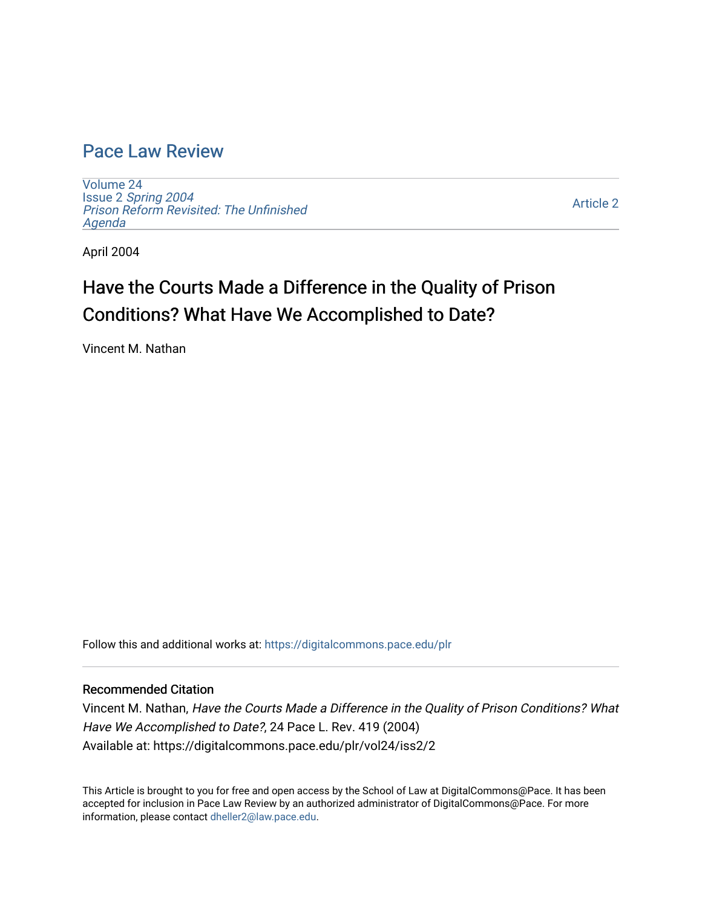# Pace Law Review

Volume 24
Issue 2 *Spring 2004*
*Prison Reform Revisited: The Unfinished Agenda*

Article 2

April 2004

## Have the Courts Made a Difference in the Quality of Prison Conditions? What Have We Accomplished to Date?

Vincent M. Nathan

Follow this and additional works at: https://digitalcommons.pace.edu/plr

### Recommended Citation

Vincent M. Nathan, *Have the Courts Made a Difference in the Quality of Prison Conditions? What Have We Accomplished to Date?*, 24 Pace L. Rev. 419 (2004)
Available at: https://digitalcommons.pace.edu/plr/vol24/iss2/2

This Article is brought to you for free and open access by the School of Law at DigitalCommons@Pace. It has been accepted for inclusion in Pace Law Review by an authorized administrator of DigitalCommons@Pace. For more information, please contact dheller2@law.pace.edu.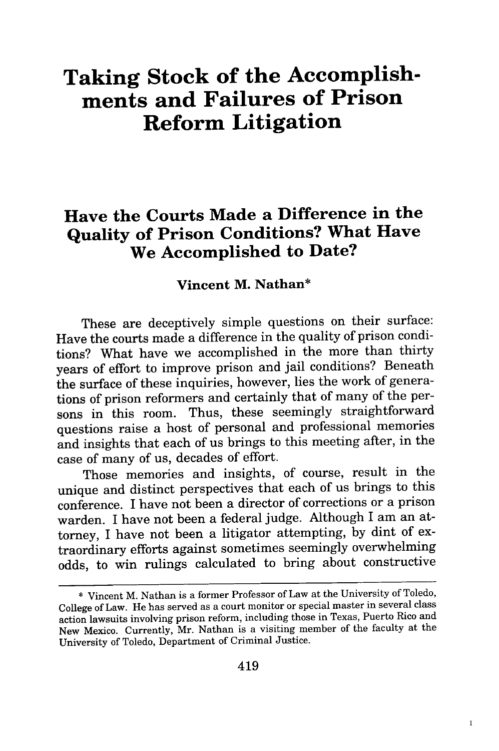# Taking Stock of the Accomplishments and Failures of Prison Reform Litigation

## Have the Courts Made a Difference in the Quality of Prison Conditions? What Have We Accomplished to Date?

**Vincent M. Nathan***

These are deceptively simple questions on their surface: Have the courts made a difference in the quality of prison conditions? What have we accomplished in the more than thirty years of effort to improve prison and jail conditions? Beneath the surface of these inquiries, however, lies the work of generations of prison reformers and certainly that of many of the persons in this room. Thus, these seemingly straightforward questions raise a host of personal and professional memories and insights that each of us brings to this meeting after, in the case of many of us, decades of effort.

Those memories and insights, of course, result in the unique and distinct perspectives that each of us brings to this conference. I have not been a director of corrections or a prison warden. I have not been a federal judge. Although I am an attorney, I have not been a litigator attempting, by dint of extraordinary efforts against sometimes seemingly overwhelming odds, to win rulings calculated to bring about constructive

---

\* Vincent M. Nathan is a former Professor of Law at the University of Toledo, College of Law. He has served as a court monitor or special master in several class action lawsuits involving prison reform, including those in Texas, Puerto Rico and New Mexico. Currently, Mr. Nathan is a visiting member of the faculty at the University of Toledo, Department of Criminal Justice.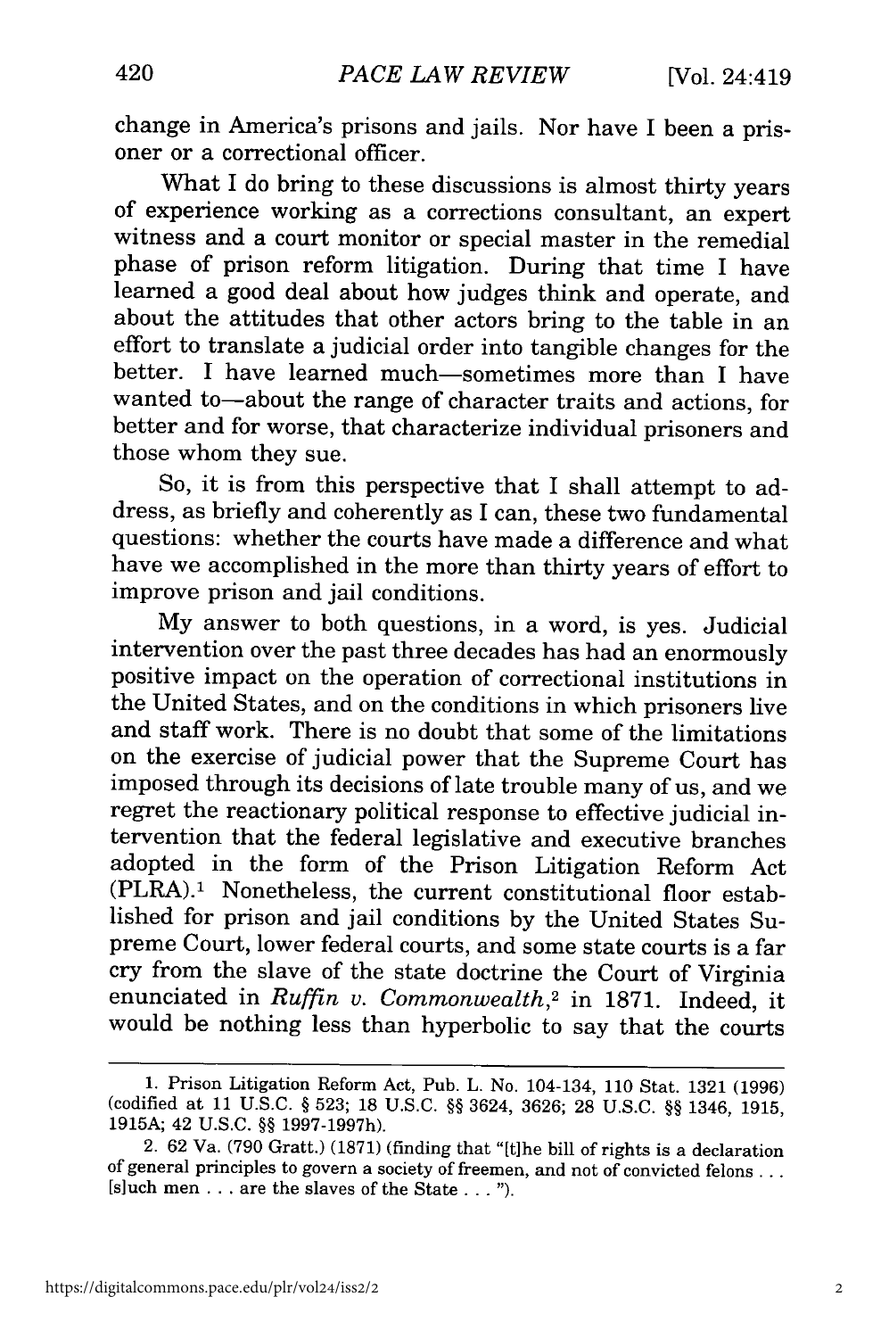change in America's prisons and jails. Nor have I been a prisoner or a correctional officer.

What I do bring to these discussions is almost thirty years of experience working as a corrections consultant, an expert witness and a court monitor or special master in the remedial phase of prison reform litigation. During that time I have learned a good deal about how judges think and operate, and about the attitudes that other actors bring to the table in an effort to translate a judicial order into tangible changes for the better. I have learned much—sometimes more than I have wanted to—about the range of character traits and actions, for better and for worse, that characterize individual prisoners and those whom they sue.

So, it is from this perspective that I shall attempt to address, as briefly and coherently as I can, these two fundamental questions: whether the courts have made a difference and what have we accomplished in the more than thirty years of effort to improve prison and jail conditions.

My answer to both questions, in a word, is yes. Judicial intervention over the past three decades has had an enormously positive impact on the operation of correctional institutions in the United States, and on the conditions in which prisoners live and staff work. There is no doubt that some of the limitations on the exercise of judicial power that the Supreme Court has imposed through its decisions of late trouble many of us, and we regret the reactionary political response to effective judicial intervention that the federal legislative and executive branches adopted in the form of the Prison Litigation Reform Act (PLRA).[1] Nonetheless, the current constitutional floor established for prison and jail conditions by the United States Supreme Court, lower federal courts, and some state courts is a far cry from the slave of the state doctrine the Court of Virginia enunciated in *Ruffin v. Commonwealth*,[2] in 1871. Indeed, it would be nothing less than hyperbolic to say that the courts

---

1. Prison Litigation Reform Act, Pub. L. No. 104-134, 110 Stat. 1321 (1996) (codified at 11 U.S.C. § 523; 18 U.S.C. §§ 3624, 3626; 28 U.S.C. §§ 1346, 1915, 1915A; 42 U.S.C. §§ 1997-1997h).

2. 62 Va. (790 Gratt.) (1871) (finding that "[t]he bill of rights is a declaration of general principles to govern a society of freemen, and not of convicted felons . . . [s]uch men . . . are the slaves of the State . . . ").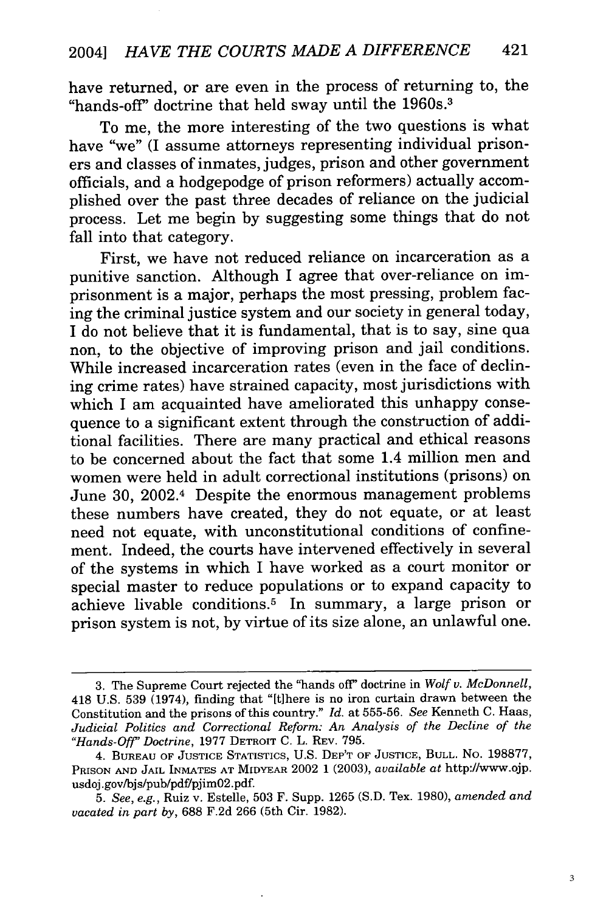have returned, or are even in the process of returning to, the "hands-off" doctrine that held sway until the 1960s.[3]

To me, the more interesting of the two questions is what have "we" (I assume attorneys representing individual prisoners and classes of inmates, judges, prison and other government officials, and a hodgepodge of prison reformers) actually accomplished over the past three decades of reliance on the judicial process. Let me begin by suggesting some things that do not fall into that category.

First, we have not reduced reliance on incarceration as a punitive sanction. Although I agree that over-reliance on imprisonment is a major, perhaps the most pressing, problem facing the criminal justice system and our society in general today, I do not believe that it is fundamental, that is to say, sine qua non, to the objective of improving prison and jail conditions. While increased incarceration rates (even in the face of declining crime rates) have strained capacity, most jurisdictions with which I am acquainted have ameliorated this unhappy consequence to a significant extent through the construction of additional facilities. There are many practical and ethical reasons to be concerned about the fact that some 1.4 million men and women were held in adult correctional institutions (prisons) on June 30, 2002.[4] Despite the enormous management problems these numbers have created, they do not equate, or at least need not equate, with unconstitutional conditions of confinement. Indeed, the courts have intervened effectively in several of the systems in which I have worked as a court monitor or special master to reduce populations or to expand capacity to achieve livable conditions.[5] In summary, a large prison or prison system is not, by virtue of its size alone, an unlawful one.

---

3. The Supreme Court rejected the "hands off" doctrine in *Wolf v. McDonnell*, 418 U.S. 539 (1974), finding that "[t]here is no iron curtain drawn between the Constitution and the prisons of this country." *Id.* at 555-56. *See* Kenneth C. Haas, *Judicial Politics and Correctional Reform: An Analysis of the Decline of the "Hands-Off" Doctrine*, 1977 DETROIT C. L. REV. 795.

4. BUREAU OF JUSTICE STATISTICS, U.S. DEP'T OF JUSTICE, BULL. NO. 198877, PRISON AND JAIL INMATES AT MIDYEAR 2002 1 (2003), *available at* http://www.ojp.usdoj.gov/bjs/pub/pdf/pjim02.pdf.

5. *See, e.g.*, Ruiz v. Estelle, 503 F. Supp. 1265 (S.D. Tex. 1980), *amended and vacated in part by*, 688 F.2d 266 (5th Cir. 1982).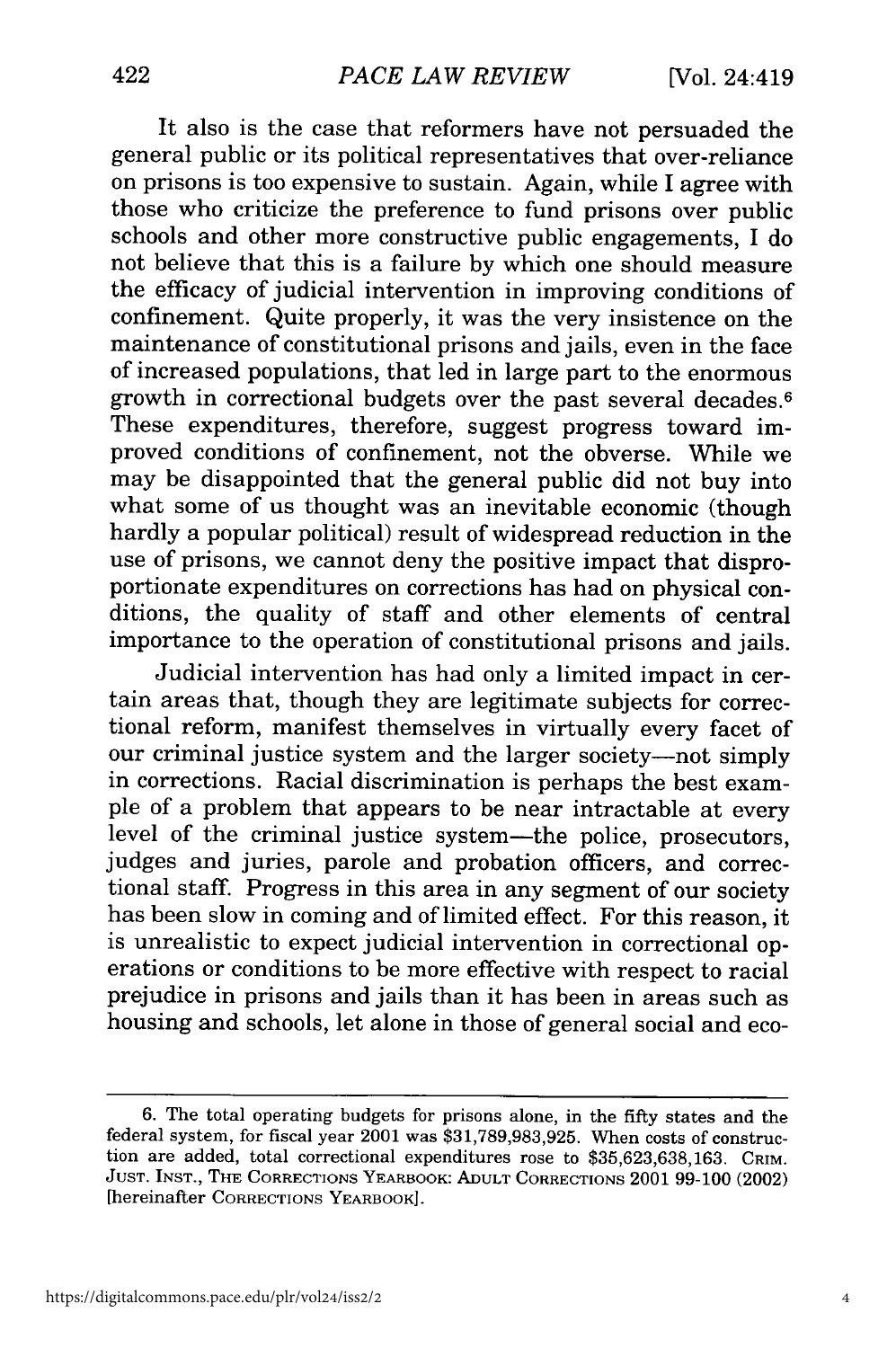It also is the case that reformers have not persuaded the general public or its political representatives that over-reliance on prisons is too expensive to sustain. Again, while I agree with those who criticize the preference to fund prisons over public schools and other more constructive public engagements, I do not believe that this is a failure by which one should measure the efficacy of judicial intervention in improving conditions of confinement. Quite properly, it was the very insistence on the maintenance of constitutional prisons and jails, even in the face of increased populations, that led in large part to the enormous growth in correctional budgets over the past several decades.[6] These expenditures, therefore, suggest progress toward improved conditions of confinement, not the obverse. While we may be disappointed that the general public did not buy into what some of us thought was an inevitable economic (though hardly a popular political) result of widespread reduction in the use of prisons, we cannot deny the positive impact that disproportionate expenditures on corrections has had on physical conditions, the quality of staff and other elements of central importance to the operation of constitutional prisons and jails.

Judicial intervention has had only a limited impact in certain areas that, though they are legitimate subjects for correctional reform, manifest themselves in virtually every facet of our criminal justice system and the larger society—not simply in corrections. Racial discrimination is perhaps the best example of a problem that appears to be near intractable at every level of the criminal justice system—the police, prosecutors, judges and juries, parole and probation officers, and correctional staff. Progress in this area in any segment of our society has been slow in coming and of limited effect. For this reason, it is unrealistic to expect judicial intervention in correctional operations or conditions to be more effective with respect to racial prejudice in prisons and jails than it has been in areas such as housing and schools, let alone in those of general social and eco-

---

6. The total operating budgets for prisons alone, in the fifty states and the federal system, for fiscal year 2001 was $31,789,983,925. When costs of construction are added, total correctional expenditures rose to $35,623,638,163. CRIM. JUST. INST., THE CORRECTIONS YEARBOOK: ADULT CORRECTIONS 2001 99-100 (2002) [hereinafter CORRECTIONS YEARBOOK].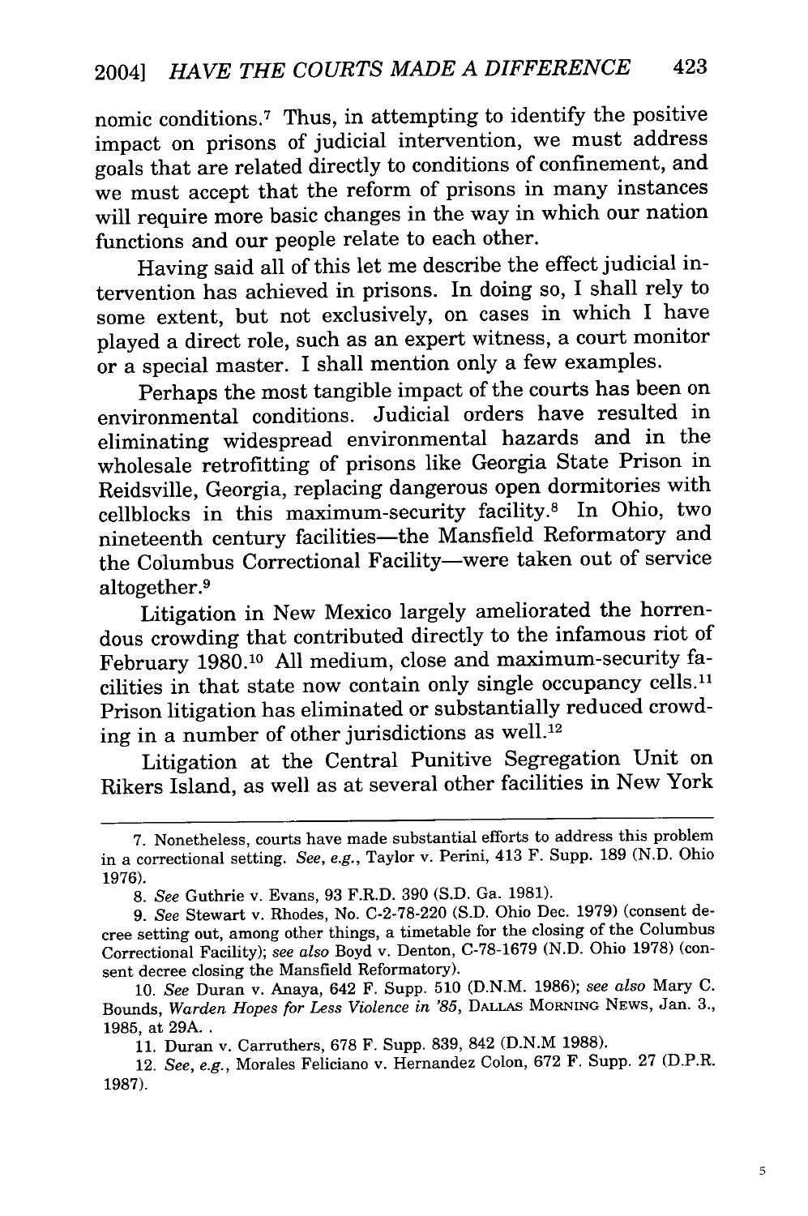nomic conditions.[7] Thus, in attempting to identify the positive impact on prisons of judicial intervention, we must address goals that are related directly to conditions of confinement, and we must accept that the reform of prisons in many instances will require more basic changes in the way in which our nation functions and our people relate to each other.

Having said all of this let me describe the effect judicial intervention has achieved in prisons. In doing so, I shall rely to some extent, but not exclusively, on cases in which I have played a direct role, such as an expert witness, a court monitor or a special master. I shall mention only a few examples.

Perhaps the most tangible impact of the courts has been on environmental conditions. Judicial orders have resulted in eliminating widespread environmental hazards and in the wholesale retrofitting of prisons like Georgia State Prison in Reidsville, Georgia, replacing dangerous open dormitories with cellblocks in this maximum-security facility.[8] In Ohio, two nineteenth century facilities—the Mansfield Reformatory and the Columbus Correctional Facility—were taken out of service altogether.[9]

Litigation in New Mexico largely ameliorated the horrendous crowding that contributed directly to the infamous riot of February 1980.[10] All medium, close and maximum-security facilities in that state now contain only single occupancy cells.[11] Prison litigation has eliminated or substantially reduced crowding in a number of other jurisdictions as well.[12]

Litigation at the Central Punitive Segregation Unit on Rikers Island, as well as at several other facilities in New York

---

7. Nonetheless, courts have made substantial efforts to address this problem in a correctional setting. *See, e.g.*, Taylor v. Perini, 413 F. Supp. 189 (N.D. Ohio 1976).

8. *See* Guthrie v. Evans, 93 F.R.D. 390 (S.D. Ga. 1981).

9. *See* Stewart v. Rhodes, No. C-2-78-220 (S.D. Ohio Dec. 1979) (consent decree setting out, among other things, a timetable for the closing of the Columbus Correctional Facility); *see also* Boyd v. Denton, C-78-1679 (N.D. Ohio 1978) (consent decree closing the Mansfield Reformatory).

10. *See* Duran v. Anaya, 642 F. Supp. 510 (D.N.M. 1986); *see also* Mary C. Bounds, *Warden Hopes for Less Violence in '85*, DALLAS MORNING NEWS, Jan. 3., 1985, at 29A. .

11. Duran v. Carruthers, 678 F. Supp. 839, 842 (D.N.M 1988).

12. *See, e.g.*, Morales Feliciano v. Hernandez Colon, 672 F. Supp. 27 (D.P.R. 1987).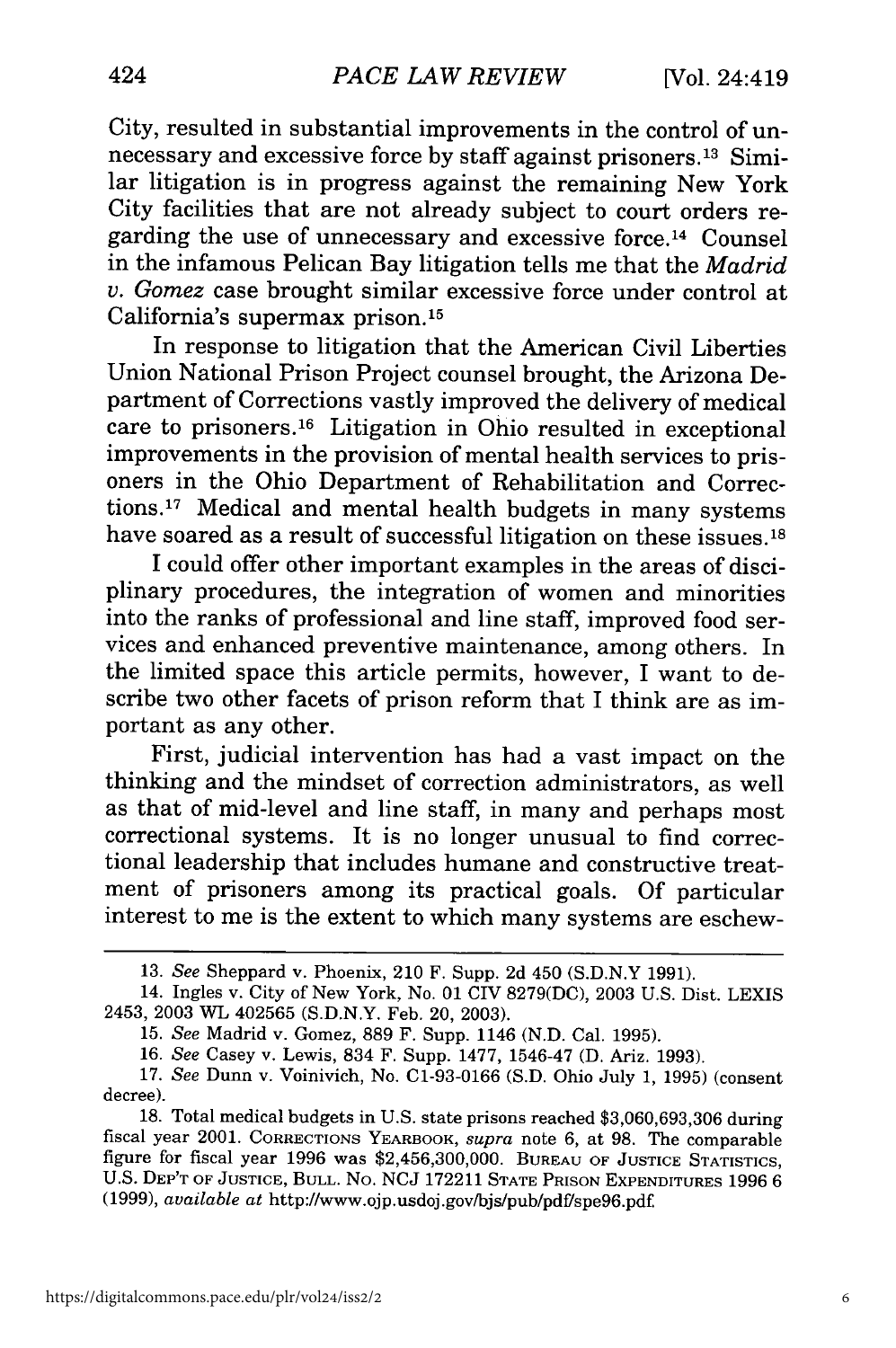City, resulted in substantial improvements in the control of unnecessary and excessive force by staff against prisoners.[13] Similar litigation is in progress against the remaining New York City facilities that are not already subject to court orders regarding the use of unnecessary and excessive force.[14] Counsel in the infamous Pelican Bay litigation tells me that the *Madrid v. Gomez* case brought similar excessive force under control at California's supermax prison.[15]

In response to litigation that the American Civil Liberties Union National Prison Project counsel brought, the Arizona Department of Corrections vastly improved the delivery of medical care to prisoners.[16] Litigation in Ohio resulted in exceptional improvements in the provision of mental health services to prisoners in the Ohio Department of Rehabilitation and Corrections.[17] Medical and mental health budgets in many systems have soared as a result of successful litigation on these issues.[18]

I could offer other important examples in the areas of disciplinary procedures, the integration of women and minorities into the ranks of professional and line staff, improved food services and enhanced preventive maintenance, among others. In the limited space this article permits, however, I want to describe two other facets of prison reform that I think are as important as any other.

First, judicial intervention has had a vast impact on the thinking and the mindset of correction administrators, as well as that of mid-level and line staff, in many and perhaps most correctional systems. It is no longer unusual to find correctional leadership that includes humane and constructive treatment of prisoners among its practical goals. Of particular interest to me is the extent to which many systems are eschew-

---

13. *See* Sheppard v. Phoenix, 210 F. Supp. 2d 450 (S.D.N.Y 1991).

14. Ingles v. City of New York, No. 01 CIV 8279(DC), 2003 U.S. Dist. LEXIS 2453, 2003 WL 402565 (S.D.N.Y. Feb. 20, 2003).

15. *See* Madrid v. Gomez, 889 F. Supp. 1146 (N.D. Cal. 1995).

16. *See* Casey v. Lewis, 834 F. Supp. 1477, 1546-47 (D. Ariz. 1993).

17. *See* Dunn v. Voinivich, No. C1-93-0166 (S.D. Ohio July 1, 1995) (consent decree).

18. Total medical budgets in U.S. state prisons reached $3,060,693,306 during fiscal year 2001. CORRECTIONS YEARBOOK, *supra* note 6, at 98. The comparable figure for fiscal year 1996 was $2,456,300,000. BUREAU OF JUSTICE STATISTICS, U.S. DEP'T OF JUSTICE, BULL. NO. NCJ 172211 STATE PRISON EXPENDITURES 1996 6 (1999), *available at* http://www.ojp.usdoj.gov/bjs/pub/pdf/spe96.pdf.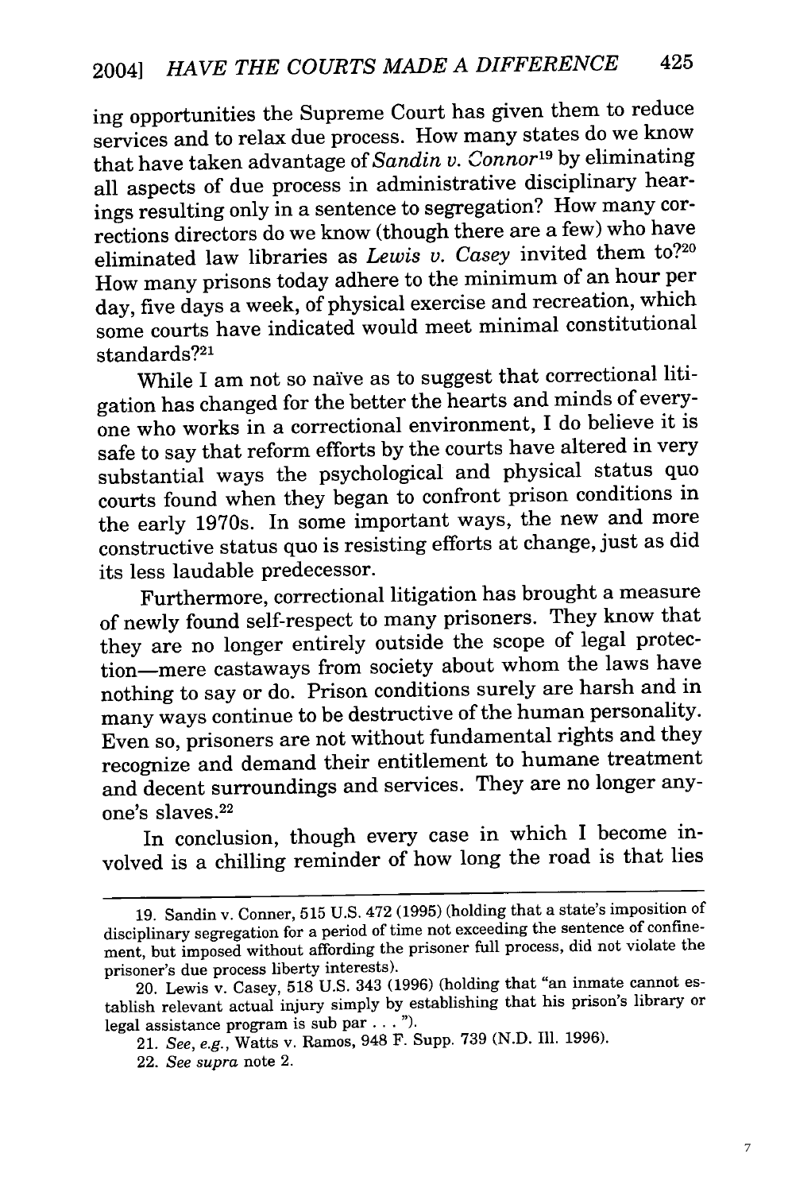ing opportunities the Supreme Court has given them to reduce services and to relax due process. How many states do we know that have taken advantage of *Sandin v. Connor*[19] by eliminating all aspects of due process in administrative disciplinary hearings resulting only in a sentence to segregation? How many corrections directors do we know (though there are a few) who have eliminated law libraries as *Lewis v. Casey* invited them to?[20] How many prisons today adhere to the minimum of an hour per day, five days a week, of physical exercise and recreation, which some courts have indicated would meet minimal constitutional standards?[21]

While I am not so naïve as to suggest that correctional litigation has changed for the better the hearts and minds of everyone who works in a correctional environment, I do believe it is safe to say that reform efforts by the courts have altered in very substantial ways the psychological and physical status quo courts found when they began to confront prison conditions in the early 1970s. In some important ways, the new and more constructive status quo is resisting efforts at change, just as did its less laudable predecessor.

Furthermore, correctional litigation has brought a measure of newly found self-respect to many prisoners. They know that they are no longer entirely outside the scope of legal protection—mere castaways from society about whom the laws have nothing to say or do. Prison conditions surely are harsh and in many ways continue to be destructive of the human personality. Even so, prisoners are not without fundamental rights and they recognize and demand their entitlement to humane treatment and decent surroundings and services. They are no longer anyone's slaves.[22]

In conclusion, though every case in which I become involved is a chilling reminder of how long the road is that lies

---

19. Sandin v. Conner, 515 U.S. 472 (1995) (holding that a state's imposition of disciplinary segregation for a period of time not exceeding the sentence of confinement, but imposed without affording the prisoner full process, did not violate the prisoner's due process liberty interests).

20. Lewis v. Casey, 518 U.S. 343 (1996) (holding that "an inmate cannot establish relevant actual injury simply by establishing that his prison's library or legal assistance program is sub par . . . ").

21. *See, e.g.*, Watts v. Ramos, 948 F. Supp. 739 (N.D. Ill. 1996).

22. *See supra* note 2.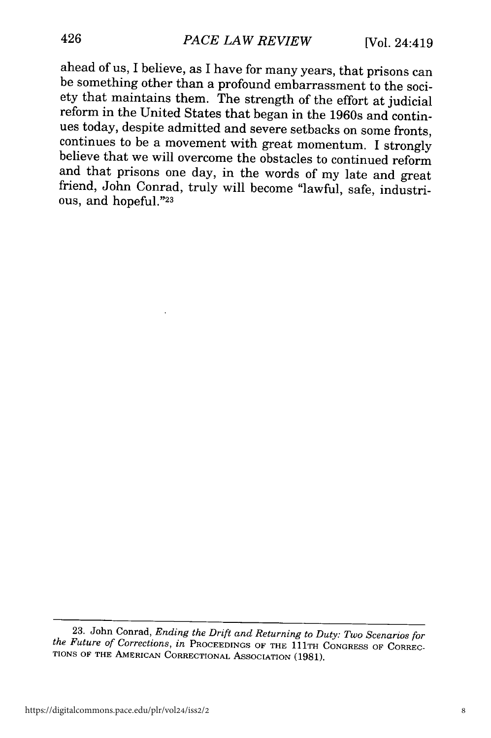ahead of us, I believe, as I have for many years, that prisons can be something other than a profound embarrassment to the society that maintains them. The strength of the effort at judicial reform in the United States that began in the 1960s and continues today, despite admitted and severe setbacks on some fronts, continues to be a movement with great momentum. I strongly believe that we will overcome the obstacles to continued reform and that prisons one day, in the words of my late and great friend, John Conrad, truly will become "lawful, safe, industrious, and hopeful."[23]

---

23. John Conrad, *Ending the Drift and Returning to Duty: Two Scenarios for the Future of Corrections*, *in* PROCEEDINGS OF THE 111TH CONGRESS OF CORRECTIONS OF THE AMERICAN CORRECTIONAL ASSOCIATION (1981).